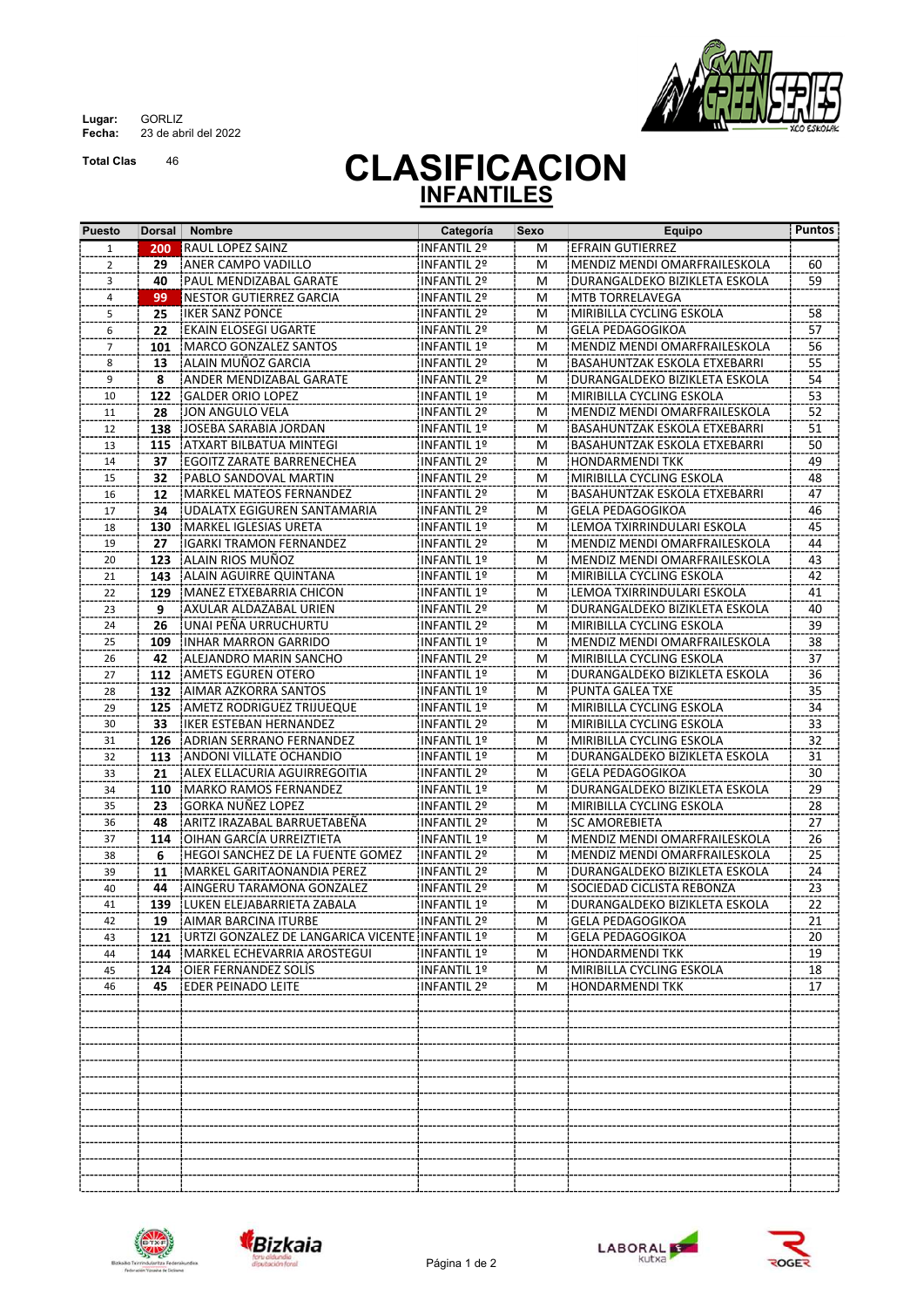**Lugar:** GORLIZ
**Fecha:** 23 de abril del 2022

**Total Clas** 46

# CLASIFICACION

## INFANTILES

| Puesto | Dorsal | Nombre | Categoría | Sexo | Equipo | Puntos |
|---|---|---|---|---|---|---|
| 1 | 200 | RAUL LOPEZ SAINZ | INFANTIL 2º | M | EFRAIN GUTIERREZ | |
| 2 | 29 | ANER CAMPO VADILLO | INFANTIL 2º | M | MENDIZ MENDI OMARFRAILESKOLA | 60 |
| 3 | 40 | PAUL MENDIZABAL GARATE | INFANTIL 2º | M | DURANGALDEKO BIZIKLETA ESKOLA | 59 |
| 4 | 99 | NESTOR GUTIERREZ GARCIA | INFANTIL 2º | M | MTB TORRELAVEGA | |
| 5 | 25 | IKER SANZ PONCE | INFANTIL 2º | M | MIRIBILLA CYCLING ESKOLA | 58 |
| 6 | 22 | EKAIN ELOSEGI UGARTE | INFANTIL 2º | M | GELA PEDAGOGIKOA | 57 |
| 7 | 101 | MARCO GONZALEZ SANTOS | INFANTIL 1º | M | MENDIZ MENDI OMARFRAILESKOLA | 56 |
| 8 | 13 | ALAIN MUÑOZ GARCIA | INFANTIL 2º | M | BASAHUNTZAK ESKOLA ETXEBARRI | 55 |
| 9 | 8 | ANDER MENDIZABAL GARATE | INFANTIL 2º | M | DURANGALDEKO BIZIKLETA ESKOLA | 54 |
| 10 | 122 | GALDER ORIO LOPEZ | INFANTIL 1º | M | MIRIBILLA CYCLING ESKOLA | 53 |
| 11 | 28 | JON ANGULO VELA | INFANTIL 2º | M | MENDIZ MENDI OMARFRAILESKOLA | 52 |
| 12 | 138 | JOSEBA SARABIA JORDAN | INFANTIL 1º | M | BASAHUNTZAK ESKOLA ETXEBARRI | 51 |
| 13 | 115 | ATXART BILBATUA MINTEGI | INFANTIL 1º | M | BASAHUNTZAK ESKOLA ETXEBARRI | 50 |
| 14 | 37 | EGOITZ ZARATE BARRENECHEA | INFANTIL 2º | M | HONDARMENDI TKK | 49 |
| 15 | 32 | PABLO SANDOVAL MARTIN | INFANTIL 2º | M | MIRIBILLA CYCLING ESKOLA | 48 |
| 16 | 12 | MARKEL MATEOS FERNANDEZ | INFANTIL 2º | M | BASAHUNTZAK ESKOLA ETXEBARRI | 47 |
| 17 | 34 | UDALATX EGIGUREN SANTAMARIA | INFANTIL 2º | M | GELA PEDAGOGIKOA | 46 |
| 18 | 130 | MARKEL IGLESIAS URETA | INFANTIL 1º | M | LEMOA TXIRRINDULARI ESKOLA | 45 |
| 19 | 27 | IGARKI TRAMON FERNANDEZ | INFANTIL 2º | M | MENDIZ MENDI OMARFRAILESKOLA | 44 |
| 20 | 123 | ALAIN RIOS MUÑOZ | INFANTIL 1º | M | MENDIZ MENDI OMARFRAILESKOLA | 43 |
| 21 | 143 | ALAIN AGUIRRE QUINTANA | INFANTIL 1º | M | MIRIBILLA CYCLING ESKOLA | 42 |
| 22 | 129 | MANEZ ETXEBARRIA CHICON | INFANTIL 1º | M | LEMOA TXIRRINDULARI ESKOLA | 41 |
| 23 | 9 | AXULAR ALDAZABAL URIEN | INFANTIL 2º | M | DURANGALDEKO BIZIKLETA ESKOLA | 40 |
| 24 | 26 | UNAI PEÑA URRUCHURTU | INFANTIL 2º | M | MIRIBILLA CYCLING ESKOLA | 39 |
| 25 | 109 | INHAR MARRON GARRIDO | INFANTIL 1º | M | MENDIZ MENDI OMARFRAILESKOLA | 38 |
| 26 | 42 | ALEJANDRO MARIN SANCHO | INFANTIL 2º | M | MIRIBILLA CYCLING ESKOLA | 37 |
| 27 | 112 | AMETS EGUREN OTERO | INFANTIL 1º | M | DURANGALDEKO BIZIKLETA ESKOLA | 36 |
| 28 | 132 | AIMAR AZKORRA SANTOS | INFANTIL 1º | M | PUNTA GALEA TXE | 35 |
| 29 | 125 | AMETZ RODRIGUEZ TRIJUEQUE | INFANTIL 1º | M | MIRIBILLA CYCLING ESKOLA | 34 |
| 30 | 33 | IKER ESTEBAN HERNANDEZ | INFANTIL 2º | M | MIRIBILLA CYCLING ESKOLA | 33 |
| 31 | 126 | ADRIAN SERRANO FERNANDEZ | INFANTIL 1º | M | MIRIBILLA CYCLING ESKOLA | 32 |
| 32 | 113 | ANDONI VILLATE OCHANDIO | INFANTIL 1º | M | DURANGALDEKO BIZIKLETA ESKOLA | 31 |
| 33 | 21 | ALEX ELLACURIA AGUIRREGOITIA | INFANTIL 2º | M | GELA PEDAGOGIKOA | 30 |
| 34 | 110 | MARKO RAMOS FERNANDEZ | INFANTIL 1º | M | DURANGALDEKO BIZIKLETA ESKOLA | 29 |
| 35 | 23 | GORKA NUÑEZ LOPEZ | INFANTIL 2º | M | MIRIBILLA CYCLING ESKOLA | 28 |
| 36 | 48 | ARITZ IRAZABAL BARRUETABEÑA | INFANTIL 2º | M | SC AMOREBIETA | 27 |
| 37 | 114 | OIHAN GARCÍA URREIZTIETA | INFANTIL 1º | M | MENDIZ MENDI OMARFRAILESKOLA | 26 |
| 38 | 6 | HEGOI SANCHEZ DE LA FUENTE GOMEZ | INFANTIL 2º | M | MENDIZ MENDI OMARFRAILESKOLA | 25 |
| 39 | 11 | MARKEL GARITAONANDIA PEREZ | INFANTIL 2º | M | DURANGALDEKO BIZIKLETA ESKOLA | 24 |
| 40 | 44 | AINGERU TARAMONA GONZALEZ | INFANTIL 2º | M | SOCIEDAD CICLISTA REBONZA | 23 |
| 41 | 139 | LUKEN ELEJABARRIETA ZABALA | INFANTIL 1º | M | DURANGALDEKO BIZIKLETA ESKOLA | 22 |
| 42 | 19 | AIMAR BARCINA ITURBE | INFANTIL 2º | M | GELA PEDAGOGIKOA | 21 |
| 43 | 121 | URTZI GONZALEZ DE LANGARICA VICENTE | INFANTIL 1º | M | GELA PEDAGOGIKOA | 20 |
| 44 | 144 | MARKEL ECHEVARRIA AROSTEGUI | INFANTIL 1º | M | HONDARMENDI TKK | 19 |
| 45 | 124 | OIER FERNANDEZ SOLÍS | INFANTIL 1º | M | MIRIBILLA CYCLING ESKOLA | 18 |
| 46 | 45 | EDER PEINADO LEITE | INFANTIL 2º | M | HONDARMENDI TKK | 17 |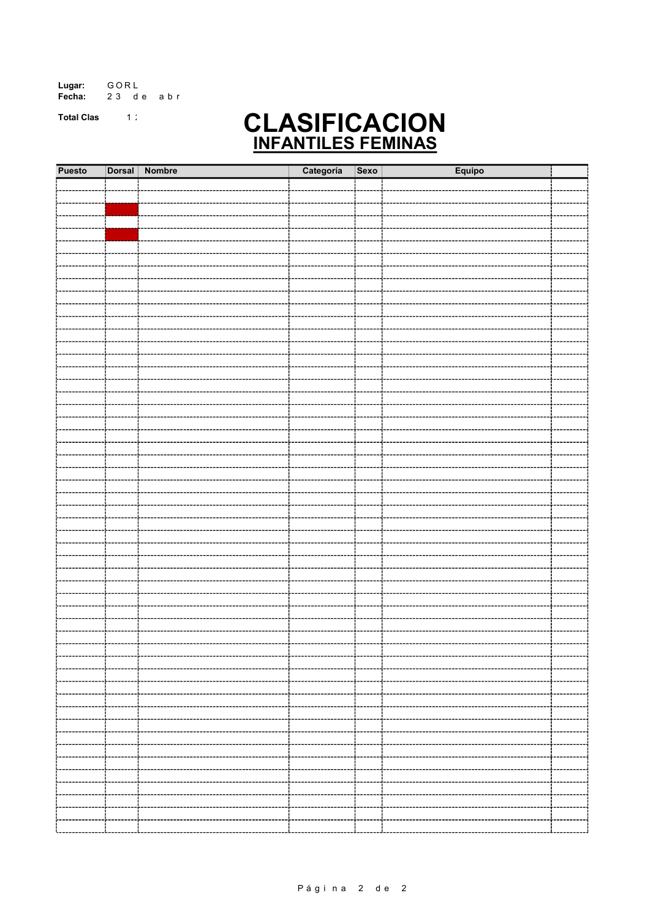**Lugar:** GORL
**Fecha:** 23 de abr

**Total Clas** 1:

# CLASIFICACION

## INFANTILES FEMINAS

| Puesto | Dorsal | Nombre | Categoría | Sexo | Equipo | |
|---|---|---|---|---|---|---|